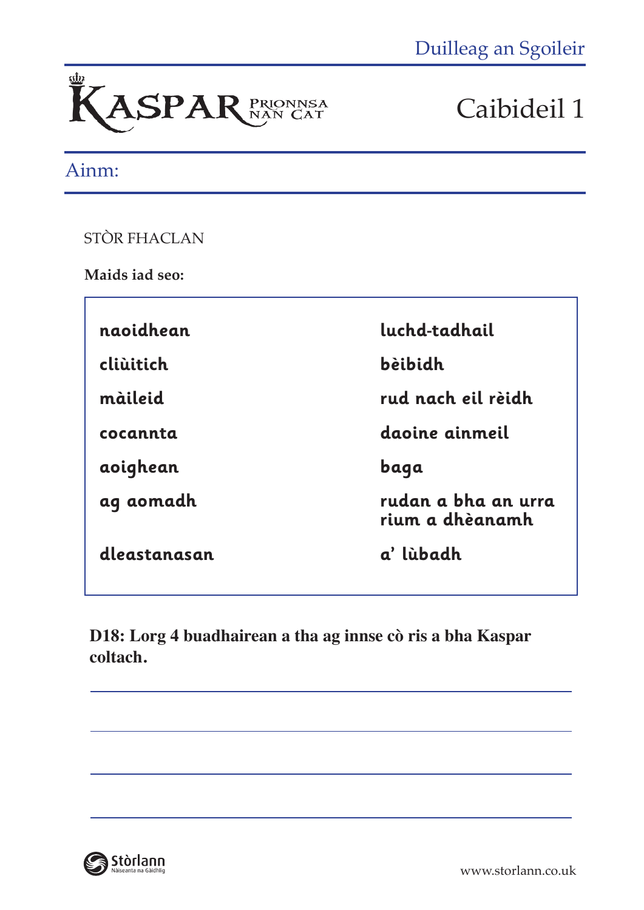Duilleag an Sgoileir

# KASPAR PRIONNSA NAN CAT

# Caibideil 1

Ainm:

STÒR FHACLAN

**Maids iad seo:**

| | |
|---|---|
| **naoidhean** | **luchd-tadhail** |
| **cliùitich** | **bèibidh** |
| **màileid** | **rud nach eil rèidh** |
| **cocannta** | **daoine ainmeil** |
| **aoighean** | **baga** |
| **ag aomadh** | **rudan a bha an urra rium a dhèanamh** |
| **dleastanasan** | **a' lùbadh** |

**D18: Lorg 4 buadhairean a tha ag innse cò ris a bha Kaspar coltach.**

______________________________________________

______________________________________________

______________________________________________

______________________________________________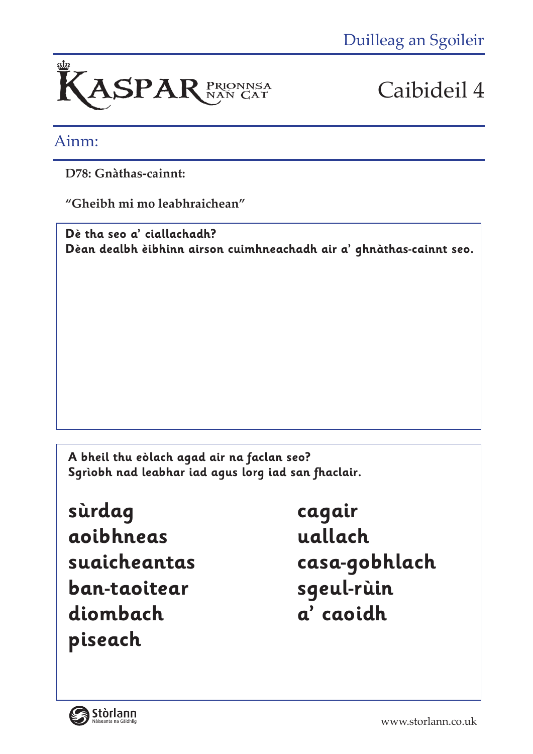# KASPAR PRIONNSA NAN CAT

## Caibideil 4

Ainm:

**D78: Gnàthas-cainnt:**

**"Gheibh mi mo leabhraichean"**

**Dè tha seo a' ciallachadh?**
**Dèan dealbh èibhinn airson cuimhneachadh air a' ghnàthas-cainnt seo.**

**A bheil thu eòlach agad air na faclan seo?**
**Sgrìobh nad leabhar iad agus lorg iad san fhaclair.**

**sùrdag**
**aoibhneas**
**suaicheantas**
**ban-taoitear**
**diombach**
**piseach**
**cagair**
**uallach**
**casa-gobhlach**
**sgeul-rùin**
**a' caoidh**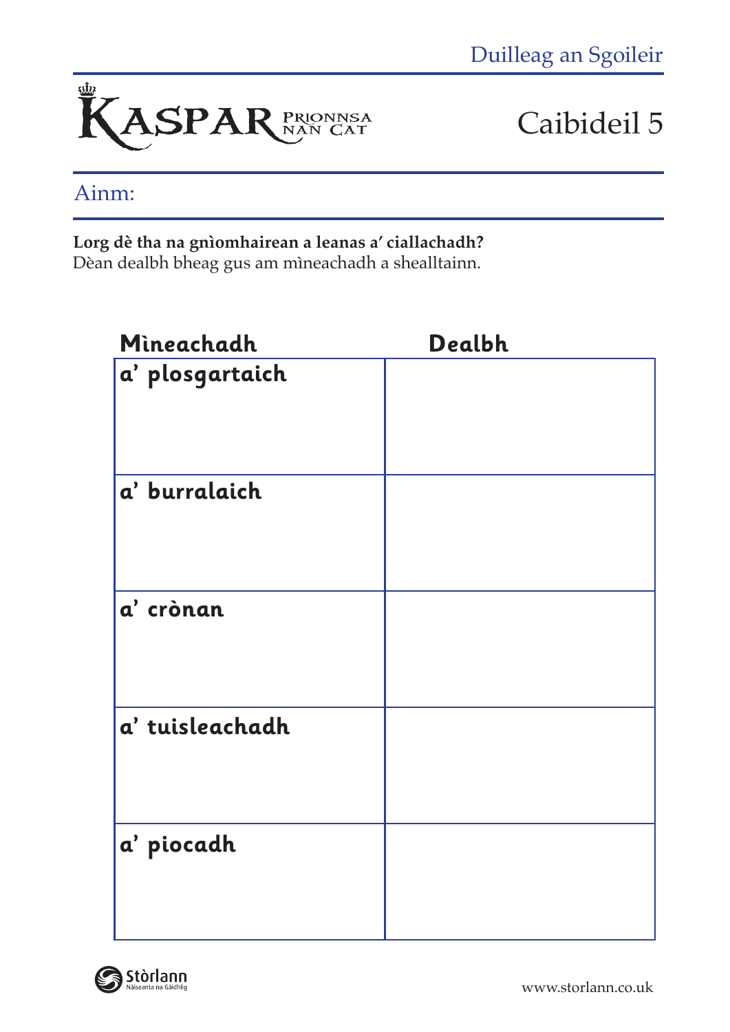Duilleag an Sgoileir

# KASPAR PRIONNSA NAN CAT

## Caibideil 5

Ainm:

**Lorg dè tha na gnìomhairean a leanas a' ciallachadh?**
Dèan dealbh bheag gus am mìneachadh a shealltainn.

| Mìneachadh | Dealbh |
|---|---|
| a' plosgartaich | |
| a' burralaich | |
| a' crònan | |
| a' tuisleachadh | |
| a' piocadh | |

Stòrlann Nàiseanta na Gàidhlig

www.storlann.co.uk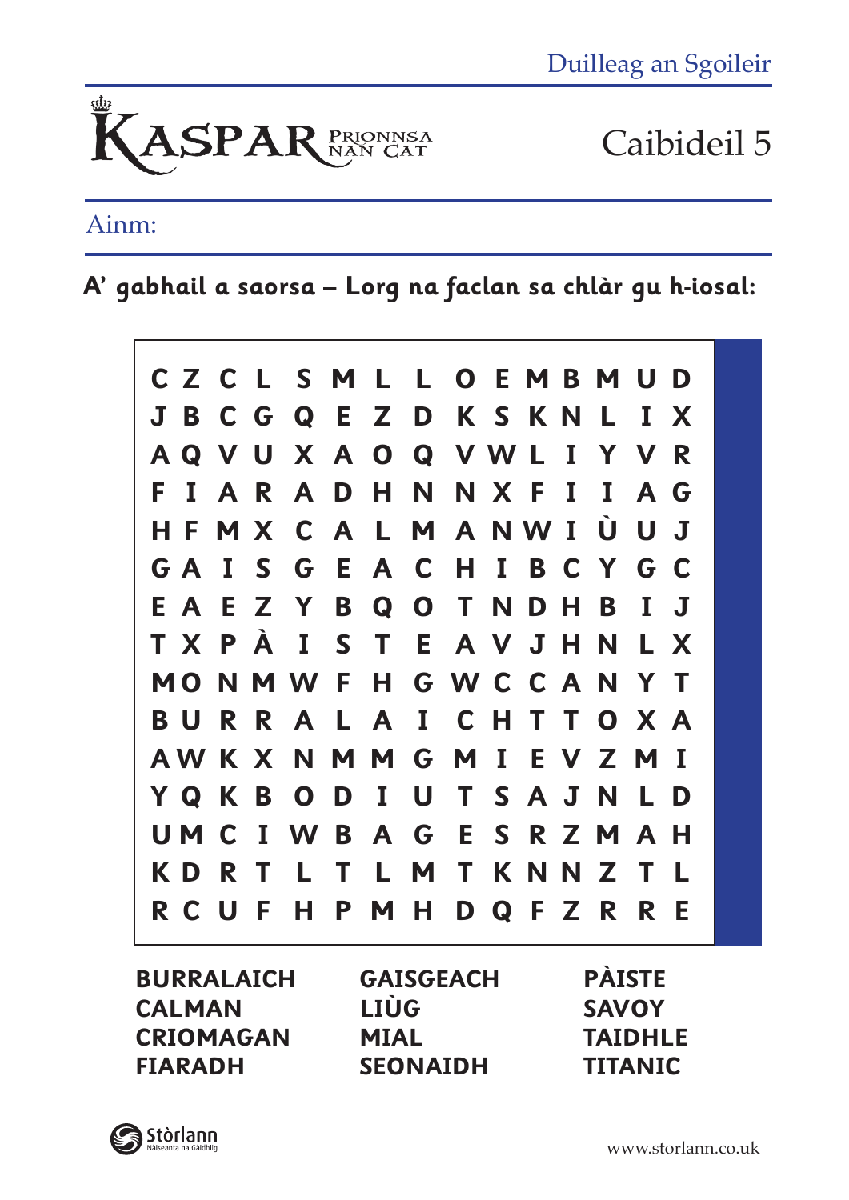Duilleag an Sgoileir

KASPAR PRIONNSA NAN CAT

# Caibideil 5

Ainm:

**A' gabhail a saorsa – Lorg na faclan sa chlàr gu h-iosal:**

```
C Z C L S M L L O E M B M U D
J B C G Q E Z D K S K N L I X
A Q V U X A O Q V W L I Y V R
F I A R A D H N N X F I I A G
H F M X C A L M A N W I Ù U J
G A I S G E A C H I B C Y G C
E A E Z Y B Q O T N D H B I J
T X P À I S T E A V J H N L X
M O N M W F H G W C C A N Y T
B U R R A L A I C H T T O X A
A W K X N M M G M I E V Z M I
Y Q K B O D I U T S A J N L D
U M C I W B A G E S R Z M A H
K D R T L T L M T K N N Z T L
R C U F H P M H D Q F Z R R E
```

| | | |
|---|---|---|
| **BURRALAICH** | **GAISGEACH** | **PÀISTE** |
| **CALMAN** | **LIÙG** | **SAVOY** |
| **CRIOMAGAN** | **MIAL** | **TAIDHLE** |
| **FIARADH** | **SEONAIDH** | **TITANIC** |

Stòrlann Nàiseanta na Gàidhlig

www.storlann.co.uk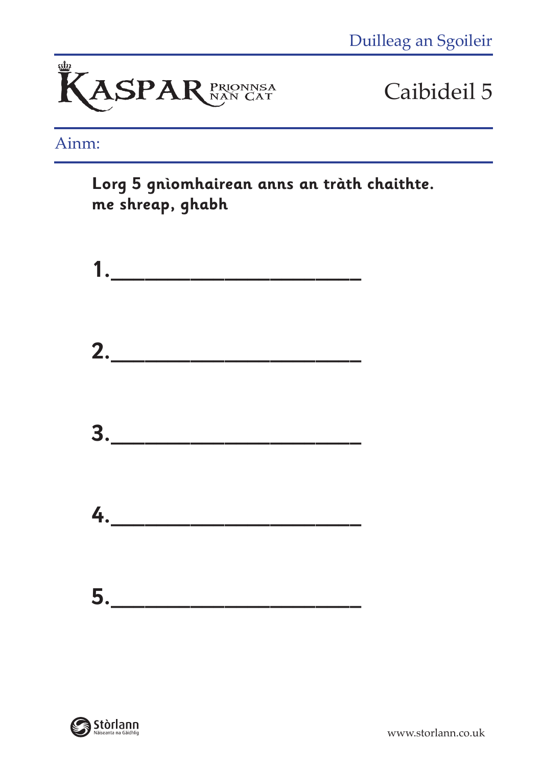KASPAR PRIONNSA NAN CAT

# Caibideil 5

Ainm:

**Lorg 5 gnìomhairean anns an tràth chaithte.**
**me shreap, ghabh**

**1.**______________________

**2.**______________________

**3.**______________________

**4.**______________________

**5.**______________________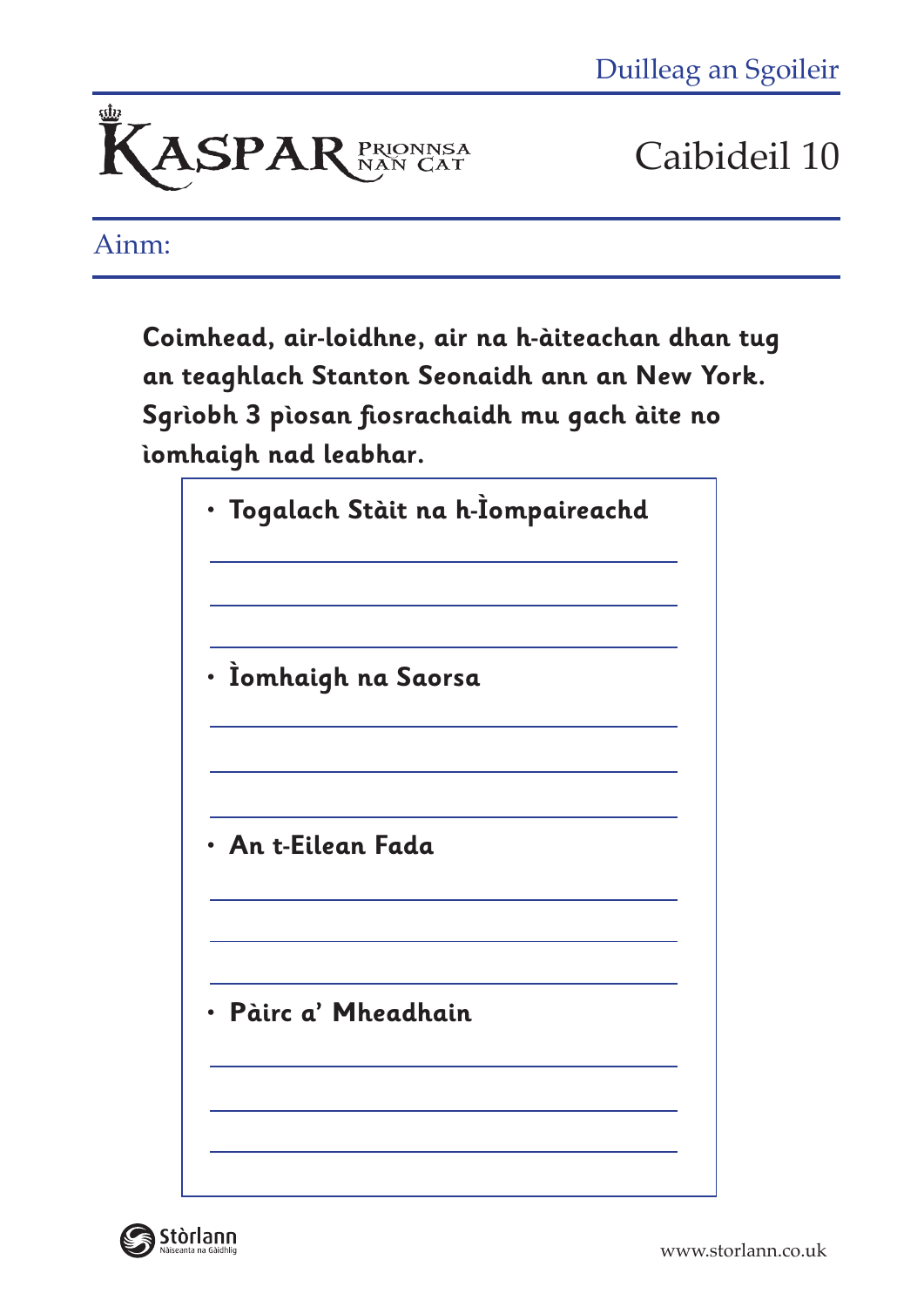Duilleag an Sgoileir

# KASPAR PRIONNSA NAN CAT

## Caibideil 10

Ainm:

**Coimhead, air-loidhne, air na h-àiteachan dhan tug an teaghlach Stanton Seonaidh ann an New York. Sgrìobh 3 pìosan fiosrachaidh mu gach àite no ìomhaigh nad leabhar.**

- **Togalach Stàit na h-Ìompaireachd**

  ______________________________

  ______________________________

  ______________________________

- **Ìomhaigh na Saorsa**

  ______________________________

  ______________________________

  ______________________________

- **An t-Eilean Fada**

  ______________________________

  ______________________________

  ______________________________

- **Pàirc a' Mheadhain**

  ______________________________

  ______________________________

  ______________________________

Stòrlann Nàiseanta na Gàidhlig

www.storlann.co.uk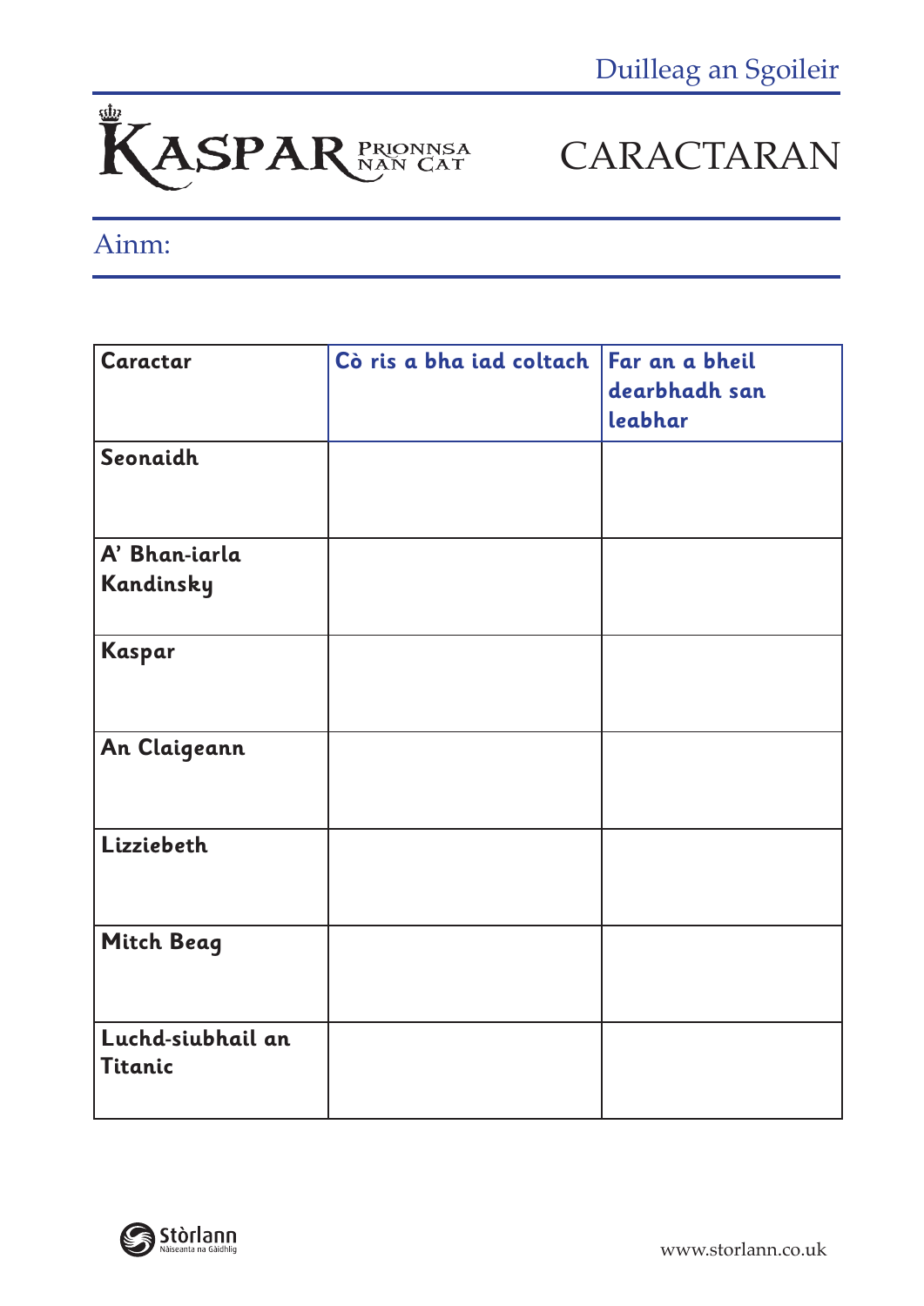Duilleag an Sgoileir

KASPAR PRIONNSA NAN CAT

# CARACTARAN

Ainm:

| Caractar | Cò ris a bha iad coltach | Far an a bheil dearbhadh san leabhar |
|---|---|---|
| Seonaidh | | |
| A' Bhan-iarla Kandinsky | | |
| Kaspar | | |
| An Claigeann | | |
| Lizziebeth | | |
| Mitch Beag | | |
| Luchd-siubhail an Titanic | | |

Stòrlann Nàiseanta na Gàidhlig

www.storlann.co.uk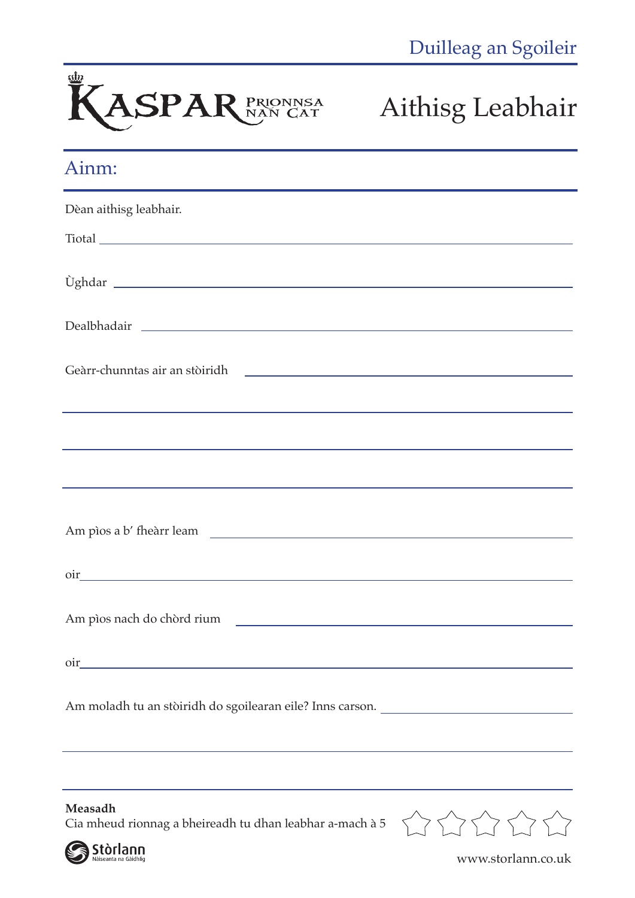Duilleag an Sgoileir

KASPAR PRIONNSA NAN CAT

# Aithisg Leabhair

## Ainm:

Dèan aithisg leabhair.

Tiotal ______________________________

Ùghdar ______________________________

Dealbhadair ______________________________

Geàrr-chunntas air an stòiridh ______________________________

______________________________

______________________________

______________________________

Am pìos a b' fheàrr leam ______________________________

oir ______________________________

Am pìos nach do chòrd rium ______________________________

oir ______________________________

Am moladh tu an stòiridh do sgoilearan eile? Inns carson. ______________________________

______________________________

**Measadh**
Cia mheud rionnag a bheireadh tu dhan leabhar a-mach à 5 ☆ ☆ ☆ ☆ ☆

Stòrlann Nàiseanta na Gàidhlig

www.storlann.co.uk